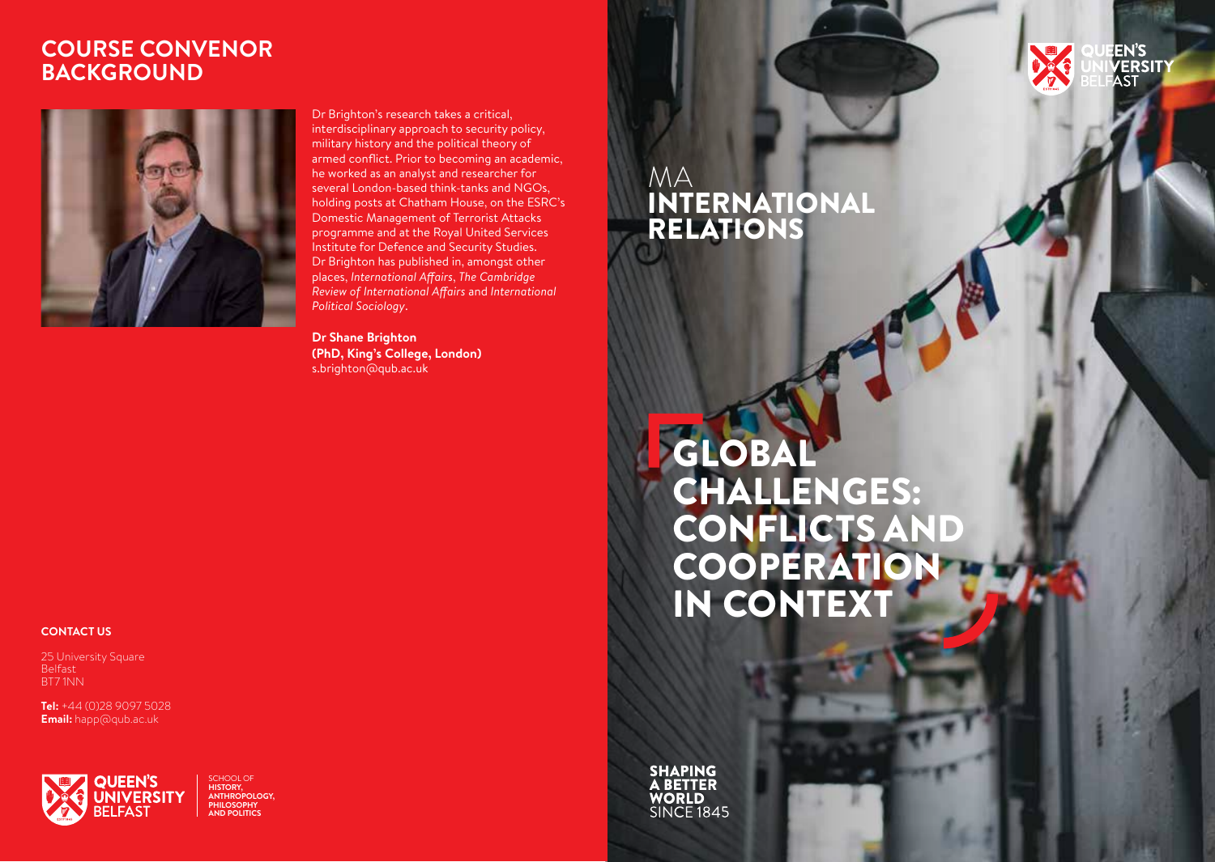## COURSE CONVENOR BACKGROUND

Dr Brighton's research takes a critical, interdisciplinary approach to security policy, military history and the political theory of armed conflict. Prior to becoming an academic, he worked as an analyst and researcher for several London-based think-tanks and NGOs, holding posts at Chatham House, on the ESRC's Domestic Management of Terrorist Attacks programme and at the Royal United Services Institute for Defence and Security Studies. Dr Brighton has published in, amongst other places, *International Affairs*, *The Cambridge Review of International Affairs* and *International Political Sociology*.

**Dr Shane Brighton**
**(PhD, King's College, London)**
s.brighton@qub.ac.uk

**CONTACT US**

25 University Square
Belfast
BT7 1NN

**Tel:** +44 (0)28 9097 5028
**Email:** happ@qub.ac.uk

QUEEN'S UNIVERSITY BELFAST

SCHOOL OF HISTORY, ANTHROPOLOGY, PHILOSOPHY AND POLITICS

QUEEN'S UNIVERSITY BELFAST

# MA INTERNATIONAL RELATIONS

# GLOBAL CHALLENGES: CONFLICTS AND COOPERATION IN CONTEXT

**SHAPING A BETTER WORLD** SINCE 1845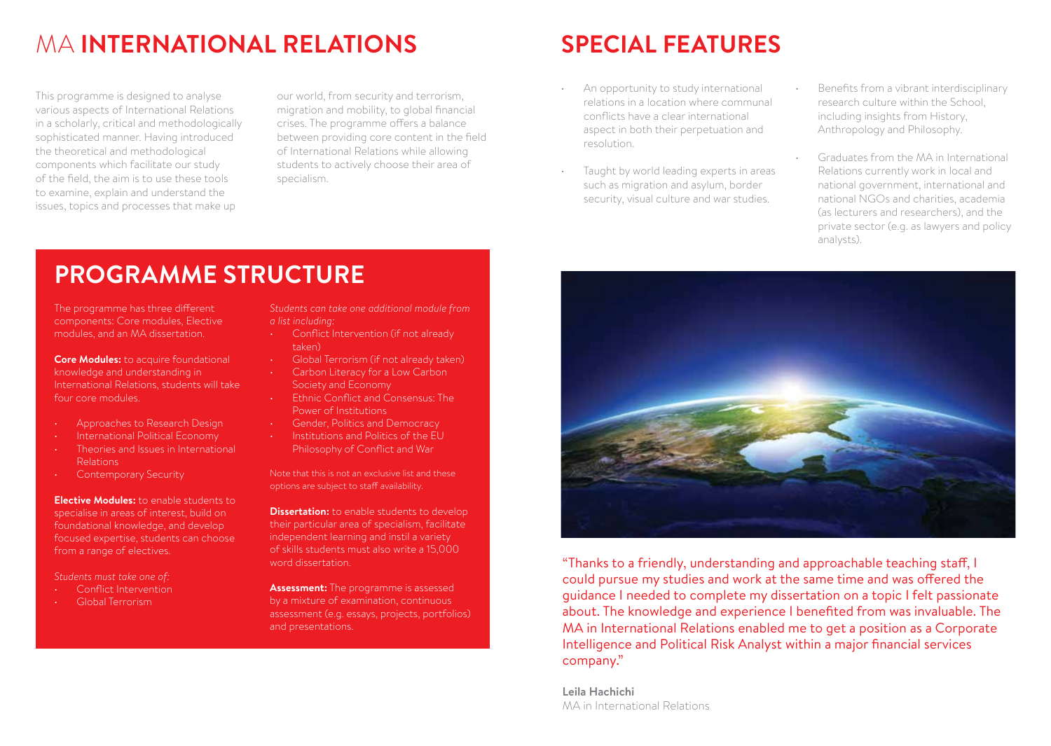# MA **INTERNATIONAL RELATIONS**

This programme is designed to analyse various aspects of International Relations in a scholarly, critical and methodologically sophisticated manner. Having introduced the theoretical and methodological components which facilitate our study of the field, the aim is to use these tools to examine, explain and understand the issues, topics and processes that make up our world, from security and terrorism, migration and mobility, to global financial crises. The programme offers a balance between providing core content in the field of International Relations while allowing students to actively choose their area of specialism.

## PROGRAMME STRUCTURE

The programme has three different components: Core modules, Elective modules, and an MA dissertation.

**Core Modules:** to acquire foundational knowledge and understanding in International Relations, students will take four core modules.

- Approaches to Research Design
- International Political Economy
- Theories and Issues in International Relations
- Contemporary Security

**Elective Modules:** to enable students to specialise in areas of interest, build on foundational knowledge, and develop focused expertise, students can choose from a range of electives.

*Students must take one of:*

- Conflict Intervention
- Global Terrorism

*Students can take one additional module from a list including:*

- Conflict Intervention (if not already taken)
- Global Terrorism (if not already taken)
- Carbon Literacy for a Low Carbon Society and Economy
- Ethnic Conflict and Consensus: The Power of Institutions
- Gender, Politics and Democracy
- Institutions and Politics of the EU Philosophy of Conflict and War

Note that this is not an exclusive list and these options are subject to staff availability.

**Dissertation:** to enable students to develop their particular area of specialism, facilitate independent learning and instil a variety of skills students must also write a 15,000 word dissertation.

**Assessment:** The programme is assessed by a mixture of examination, continuous assessment (e.g. essays, projects, portfolios) and presentations.

## SPECIAL FEATURES

- An opportunity to study international relations in a location where communal conflicts have a clear international aspect in both their perpetuation and resolution.
- Taught by world leading experts in areas such as migration and asylum, border security, visual culture and war studies.
- Benefits from a vibrant interdisciplinary research culture within the School, including insights from History, Anthropology and Philosophy.
- Graduates from the MA in International Relations currently work in local and national government, international and national NGOs and charities, academia (as lecturers and researchers), and the private sector (e.g. as lawyers and policy analysts).

"Thanks to a friendly, understanding and approachable teaching staff, I could pursue my studies and work at the same time and was offered the guidance I needed to complete my dissertation on a topic I felt passionate about. The knowledge and experience I benefited from was invaluable. The MA in International Relations enabled me to get a position as a Corporate Intelligence and Political Risk Analyst within a major financial services company."

**Leila Hachichi**
MA in International Relations